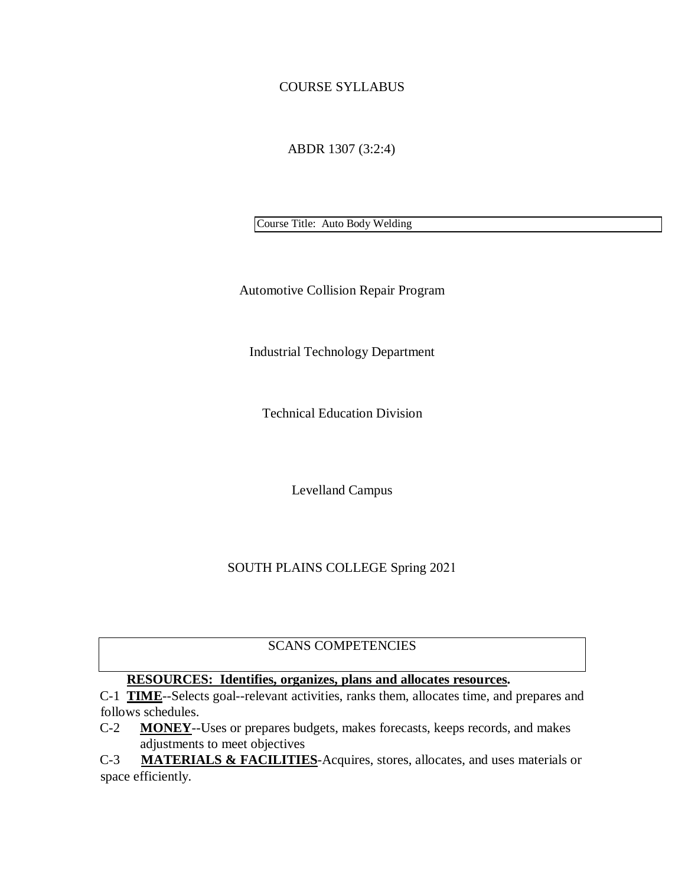COURSE SYLLABUS

ABDR 1307 (3:2:4)

Course Title: Auto Body Welding

Automotive Collision Repair Program

Industrial Technology Department

Technical Education Division

Levelland Campus

SOUTH PLAINS COLLEGE Spring 2021

## SCANS COMPETENCIES

**RESOURCES: Identifies, organizes, plans and allocates resources.**

C-1 **TIME**--Selects goal--relevant activities, ranks them, allocates time, and prepares and follows schedules.

C-2 **MONEY**--Uses or prepares budgets, makes forecasts, keeps records, and makes adjustments to meet objectives

C-3 **MATERIALS & FACILITIES**-Acquires, stores, allocates, and uses materials or space efficiently.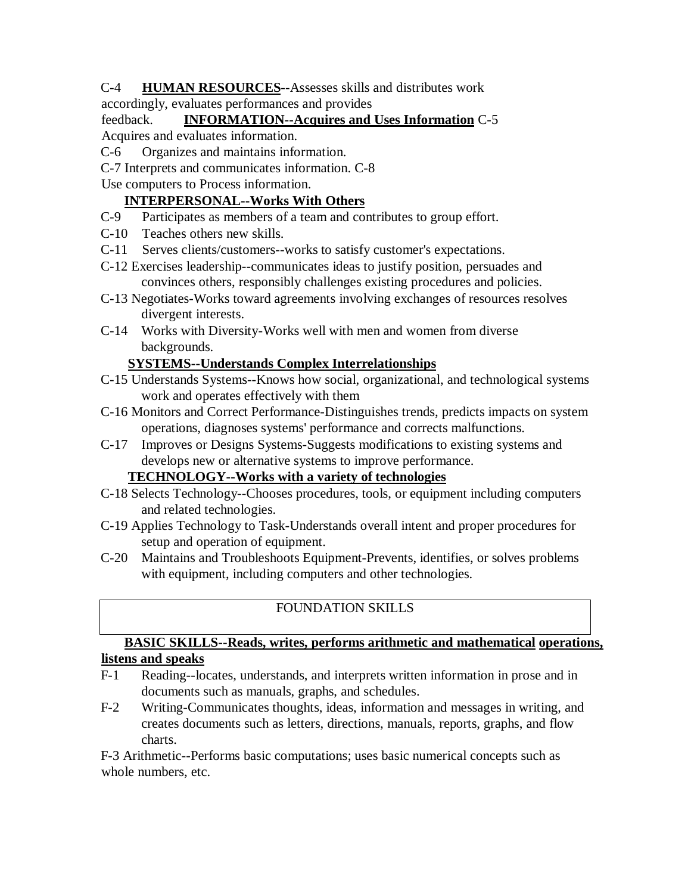C-4 **HUMAN RESOURCES**--Assesses skills and distributes work accordingly, evaluates performances and provides feedback.

**INFORMATION--Acquires and Uses Information**

C-5 Acquires and evaluates information.

C-6 Organizes and maintains information.

C-7 Interprets and communicates information.

C-8 Use computers to Process information.

**INTERPERSONAL--Works With Others**

C-9 Participates as members of a team and contributes to group effort.

C-10 Teaches others new skills.

C-11 Serves clients/customers--works to satisfy customer's expectations.

C-12 Exercises leadership--communicates ideas to justify position, persuades and convinces others, responsibly challenges existing procedures and policies.

C-13 Negotiates-Works toward agreements involving exchanges of resources resolves divergent interests.

C-14 Works with Diversity-Works well with men and women from diverse backgrounds.

**SYSTEMS--Understands Complex Interrelationships**

C-15 Understands Systems--Knows how social, organizational, and technological systems work and operates effectively with them

C-16 Monitors and Correct Performance-Distinguishes trends, predicts impacts on system operations, diagnoses systems' performance and corrects malfunctions.

C-17 Improves or Designs Systems-Suggests modifications to existing systems and develops new or alternative systems to improve performance.

**TECHNOLOGY--Works with a variety of technologies**

C-18 Selects Technology--Chooses procedures, tools, or equipment including computers and related technologies.

C-19 Applies Technology to Task-Understands overall intent and proper procedures for setup and operation of equipment.

C-20 Maintains and Troubleshoots Equipment-Prevents, identifies, or solves problems with equipment, including computers and other technologies.

## FOUNDATION SKILLS

**BASIC SKILLS--Reads, writes, performs arithmetic and mathematical operations, listens and speaks**

F-1 Reading--locates, understands, and interprets written information in prose and in documents such as manuals, graphs, and schedules.

F-2 Writing-Communicates thoughts, ideas, information and messages in writing, and creates documents such as letters, directions, manuals, reports, graphs, and flow charts.

F-3 Arithmetic--Performs basic computations; uses basic numerical concepts such as whole numbers, etc.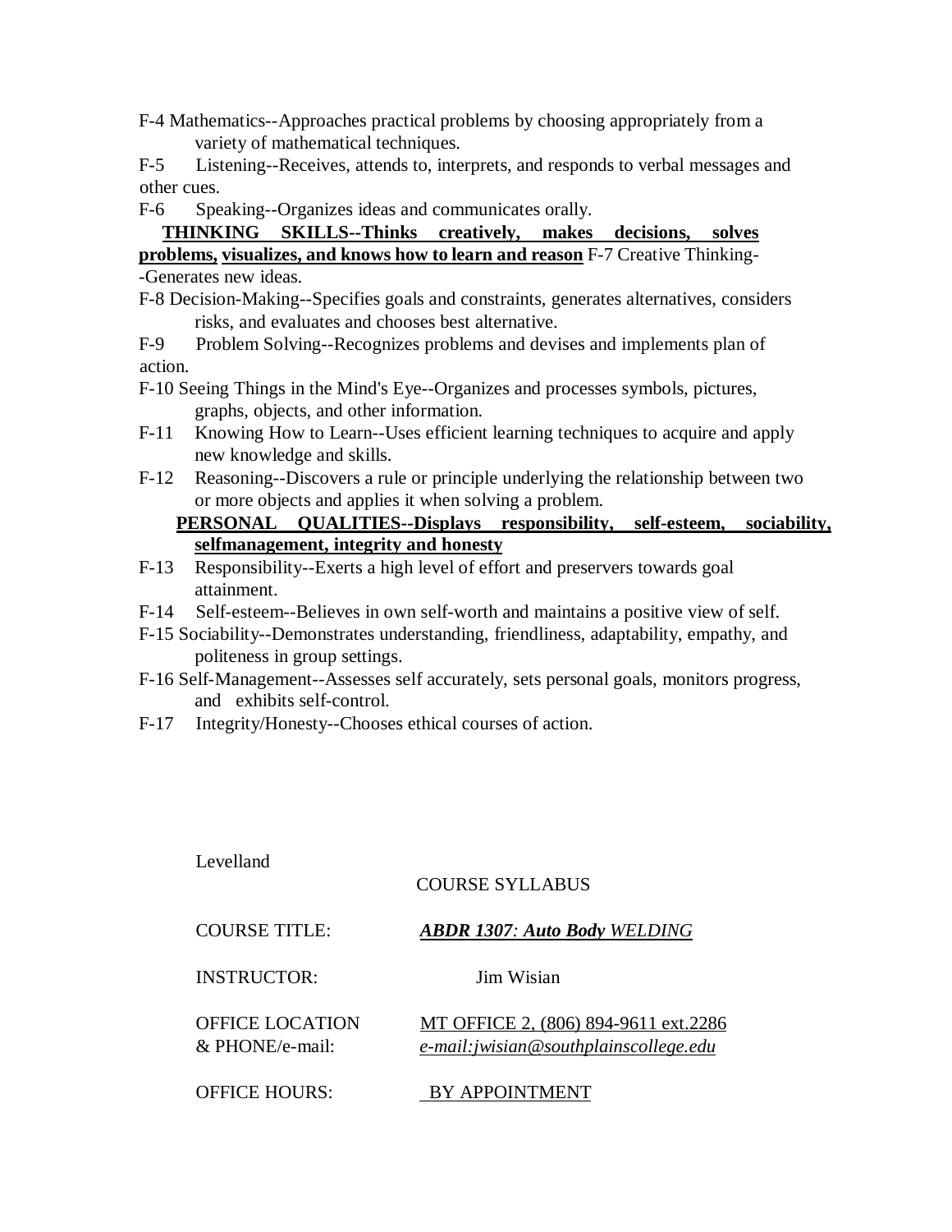F-4 Mathematics--Approaches practical problems by choosing appropriately from a variety of mathematical techniques.

F-5 Listening--Receives, attends to, interprets, and responds to verbal messages and other cues.

F-6 Speaking--Organizes ideas and communicates orally.

**THINKING SKILLS--Thinks creatively, makes decisions, solves problems, visualizes, and knows how to learn and reason** F-7 Creative Thinking--Generates new ideas.

F-8 Decision-Making--Specifies goals and constraints, generates alternatives, considers risks, and evaluates and chooses best alternative.

F-9 Problem Solving--Recognizes problems and devises and implements plan of action.

F-10 Seeing Things in the Mind's Eye--Organizes and processes symbols, pictures, graphs, objects, and other information.

F-11 Knowing How to Learn--Uses efficient learning techniques to acquire and apply new knowledge and skills.

F-12 Reasoning--Discovers a rule or principle underlying the relationship between two or more objects and applies it when solving a problem.

**PERSONAL QUALITIES--Displays responsibility, self-esteem, sociability, selfmanagement, integrity and honesty**

F-13 Responsibility--Exerts a high level of effort and preservers towards goal attainment.

F-14 Self-esteem--Believes in own self-worth and maintains a positive view of self.

F-15 Sociability--Demonstrates understanding, friendliness, adaptability, empathy, and politeness in group settings.

F-16 Self-Management--Assesses self accurately, sets personal goals, monitors progress, and exhibits self-control.

F-17 Integrity/Honesty--Chooses ethical courses of action.

Levelland

COURSE SYLLABUS

| | |
|---|---|
| COURSE TITLE: | ***ABDR 1307**: **Auto Body** WELDING* |
| INSTRUCTOR: | Jim Wisian |
| OFFICE LOCATION & PHONE/e-mail: | MT OFFICE 2, (806) 894-9611 ext.2286<br>*e-mail:jwisian@southplainscollege.edu* |
| OFFICE HOURS: | BY APPOINTMENT |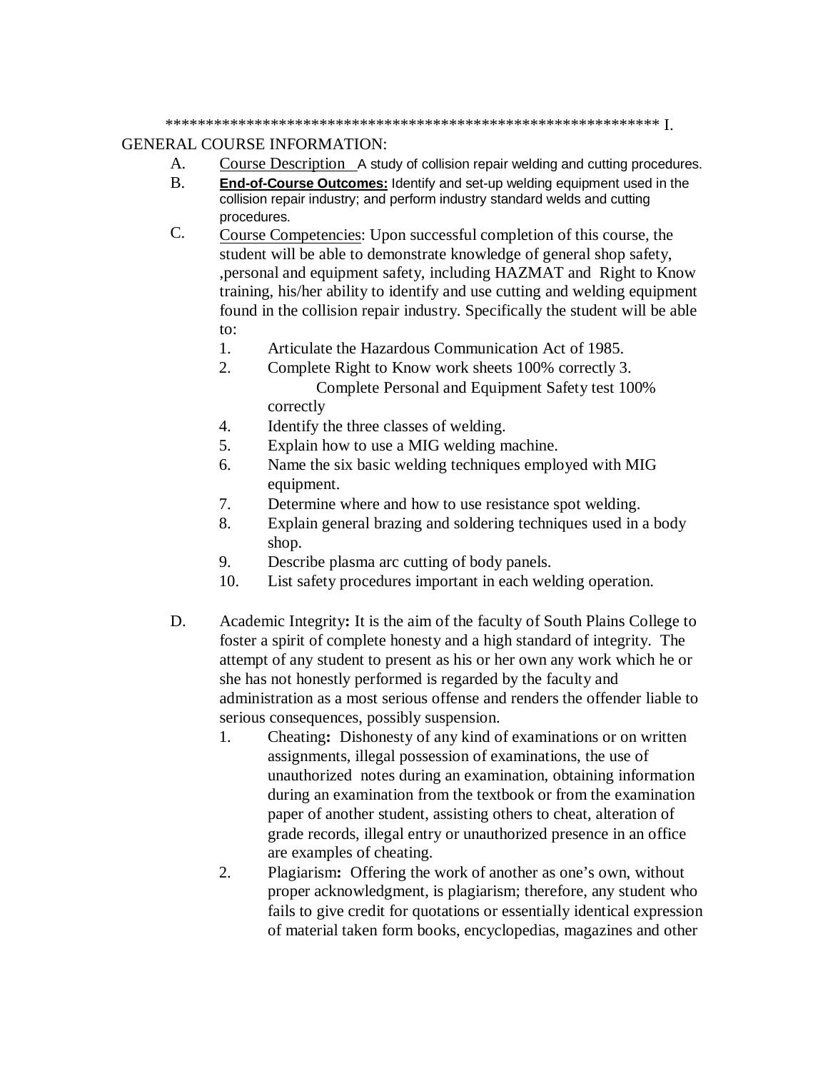************************************************************* I.

## GENERAL COURSE INFORMATION:

A. Course Description A study of collision repair welding and cutting procedures.

B. **End-of-Course Outcomes:** Identify and set-up welding equipment used in the collision repair industry; and perform industry standard welds and cutting procedures.

C. Course Competencies: Upon successful completion of this course, the student will be able to demonstrate knowledge of general shop safety, ,personal and equipment safety, including HAZMAT and Right to Know training, his/her ability to identify and use cutting and welding equipment found in the collision repair industry. Specifically the student will be able to:

1. Articulate the Hazardous Communication Act of 1985.
2. Complete Right to Know work sheets 100% correctly
3. Complete Personal and Equipment Safety test 100% correctly
4. Identify the three classes of welding.
5. Explain how to use a MIG welding machine.
6. Name the six basic welding techniques employed with MIG equipment.
7. Determine where and how to use resistance spot welding.
8. Explain general brazing and soldering techniques used in a body shop.
9. Describe plasma arc cutting of body panels.
10. List safety procedures important in each welding operation.

D. Academic Integrity**:** It is the aim of the faculty of South Plains College to foster a spirit of complete honesty and a high standard of integrity. The attempt of any student to present as his or her own any work which he or she has not honestly performed is regarded by the faculty and administration as a most serious offense and renders the offender liable to serious consequences, possibly suspension.

1. Cheating**:** Dishonesty of any kind of examinations or on written assignments, illegal possession of examinations, the use of unauthorized notes during an examination, obtaining information during an examination from the textbook or from the examination paper of another student, assisting others to cheat, alteration of grade records, illegal entry or unauthorized presence in an office are examples of cheating.
2. Plagiarism**:** Offering the work of another as one's own, without proper acknowledgment, is plagiarism; therefore, any student who fails to give credit for quotations or essentially identical expression of material taken form books, encyclopedias, magazines and other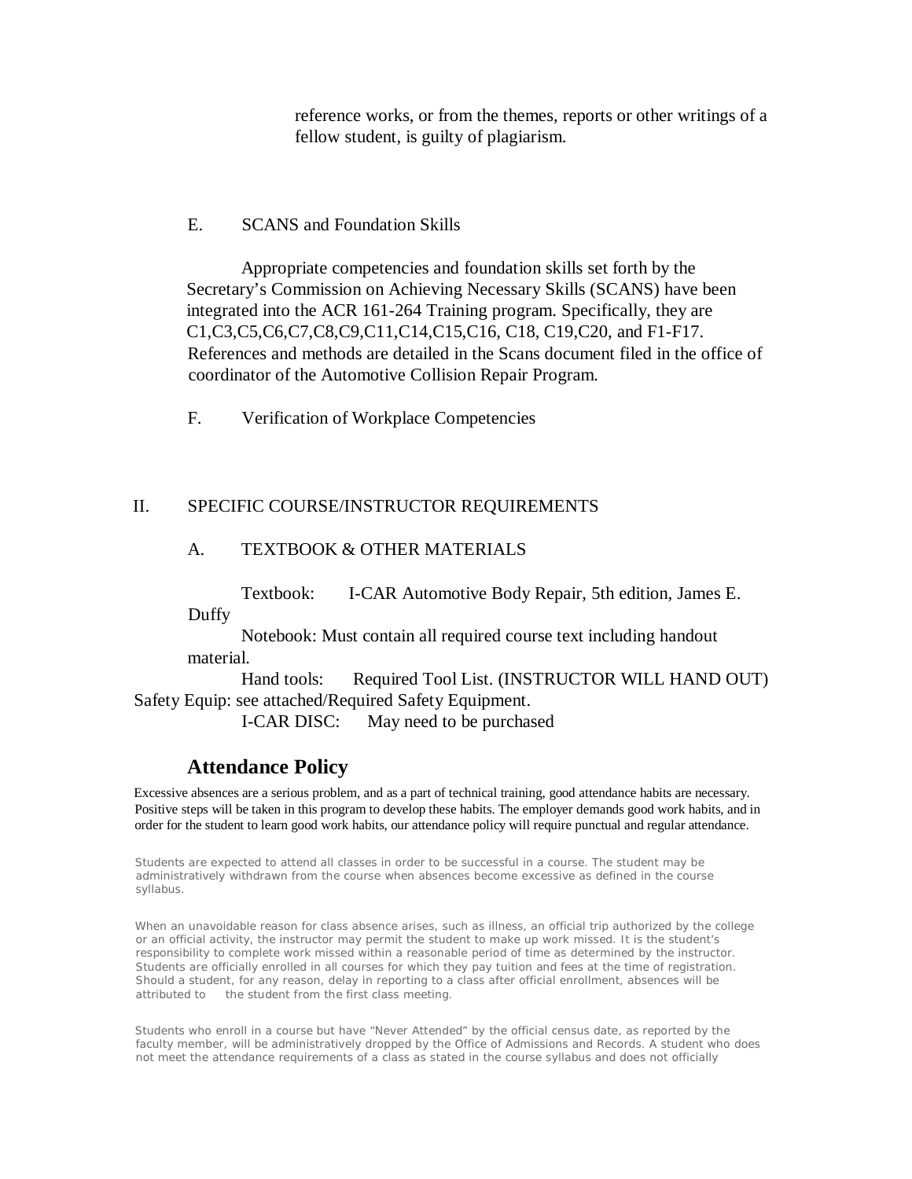reference works, or from the themes, reports or other writings of a fellow student, is guilty of plagiarism.

E. SCANS and Foundation Skills

Appropriate competencies and foundation skills set forth by the Secretary's Commission on Achieving Necessary Skills (SCANS) have been integrated into the ACR 161-264 Training program. Specifically, they are C1,C3,C5,C6,C7,C8,C9,C11,C14,C15,C16, C18, C19,C20, and F1-F17. References and methods are detailed in the Scans document filed in the office of coordinator of the Automotive Collision Repair Program.

F. Verification of Workplace Competencies

II. SPECIFIC COURSE/INSTRUCTOR REQUIREMENTS

A. TEXTBOOK & OTHER MATERIALS

Textbook: I-CAR Automotive Body Repair, 5th edition, James E. Duffy

Notebook: Must contain all required course text including handout material.

Hand tools: Required Tool List. (INSTRUCTOR WILL HAND OUT)

Safety Equip: see attached/Required Safety Equipment.

I-CAR DISC: May need to be purchased

## Attendance Policy

Excessive absences are a serious problem, and as a part of technical training, good attendance habits are necessary. Positive steps will be taken in this program to develop these habits. The employer demands good work habits, and in order for the student to learn good work habits, our attendance policy will require punctual and regular attendance.

Students are expected to attend all classes in order to be successful in a course. The student may be administratively withdrawn from the course when absences become excessive as defined in the course syllabus.

When an unavoidable reason for class absence arises, such as illness, an official trip authorized by the college or an official activity, the instructor may permit the student to make up work missed. It is the student's responsibility to complete work missed within a reasonable period of time as determined by the instructor. Students are officially enrolled in all courses for which they pay tuition and fees at the time of registration. Should a student, for any reason, delay in reporting to a class after official enrollment, absences will be attributed to the student from the first class meeting.

Students who enroll in a course but have "Never Attended" by the official census date, as reported by the faculty member, will be administratively dropped by the Office of Admissions and Records. A student who does not meet the attendance requirements of a class as stated in the course syllabus and does not officially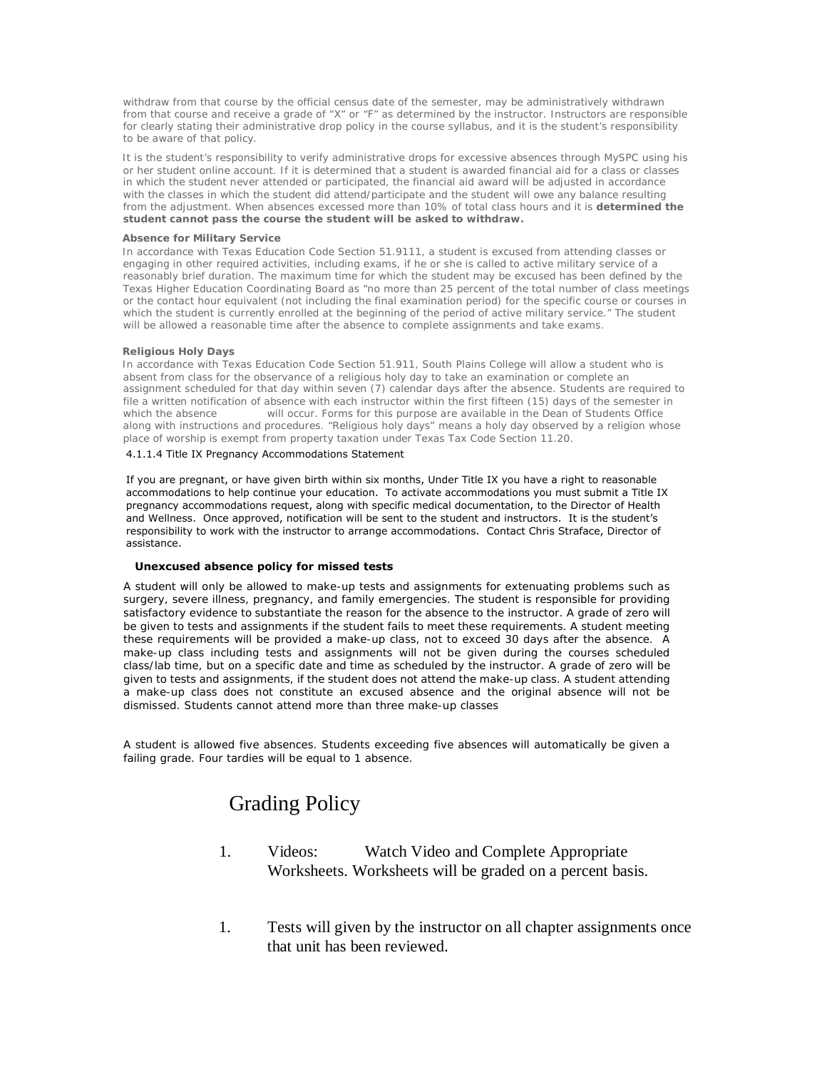withdraw from that course by the official census date of the semester, may be administratively withdrawn from that course and receive a grade of "X" or "F" as determined by the instructor. Instructors are responsible for clearly stating their administrative drop policy in the course syllabus, and it is the student's responsibility to be aware of that policy.

It is the student's responsibility to verify administrative drops for excessive absences through MySPC using his or her student online account. If it is determined that a student is awarded financial aid for a class or classes in which the student never attended or participated, the financial aid award will be adjusted in accordance with the classes in which the student did attend/participate and the student will owe any balance resulting from the adjustment. When absences excessed more than 10% of total class hours and it is **determined the student cannot pass the course the student will be asked to withdraw.**

**Absence for Military Service**

In accordance with Texas Education Code Section 51.9111, a student is excused from attending classes or engaging in other required activities, including exams, if he or she is called to active military service of a reasonably brief duration. The maximum time for which the student may be excused has been defined by the Texas Higher Education Coordinating Board as "no more than 25 percent of the total number of class meetings or the contact hour equivalent (not including the final examination period) for the specific course or courses in which the student is currently enrolled at the beginning of the period of active military service." The student will be allowed a reasonable time after the absence to complete assignments and take exams.

**Religious Holy Days**

In accordance with Texas Education Code Section 51.911, South Plains College will allow a student who is absent from class for the observance of a religious holy day to take an examination or complete an assignment scheduled for that day within seven (7) calendar days after the absence. Students are required to file a written notification of absence with each instructor within the first fifteen (15) days of the semester in which the absence will occur. Forms for this purpose are available in the Dean of Students Office along with instructions and procedures. "Religious holy days" means a holy day observed by a religion whose place of worship is exempt from property taxation under Texas Tax Code Section 11.20.

4.1.1.4 Title IX Pregnancy Accommodations Statement

If you are pregnant, or have given birth within six months, Under Title IX you have a right to reasonable accommodations to help continue your education. To activate accommodations you must submit a Title IX pregnancy accommodations request, along with specific medical documentation, to the Director of Health and Wellness. Once approved, notification will be sent to the student and instructors. It is the student's responsibility to work with the instructor to arrange accommodations. Contact Chris Straface, Director of assistance.

**Unexcused absence policy for missed tests**

A student will only be allowed to make-up tests and assignments for extenuating problems such as surgery, severe illness, pregnancy, and family emergencies. The student is responsible for providing satisfactory evidence to substantiate the reason for the absence to the instructor. A grade of zero will be given to tests and assignments if the student fails to meet these requirements. A student meeting these requirements will be provided a make-up class, not to exceed 30 days after the absence. A make-up class including tests and assignments will not be given during the courses scheduled class/lab time, but on a specific date and time as scheduled by the instructor. A grade of zero will be given to tests and assignments, if the student does not attend the make-up class. A student attending a make-up class does not constitute an excused absence and the original absence will not be dismissed. Students cannot attend more than three make-up classes

A student is allowed five absences. Students exceeding five absences will automatically be given a failing grade. Four tardies will be equal to 1 absence.

# Grading Policy

1. Videos: Watch Video and Complete Appropriate Worksheets. Worksheets will be graded on a percent basis.

1. Tests will given by the instructor on all chapter assignments once that unit has been reviewed.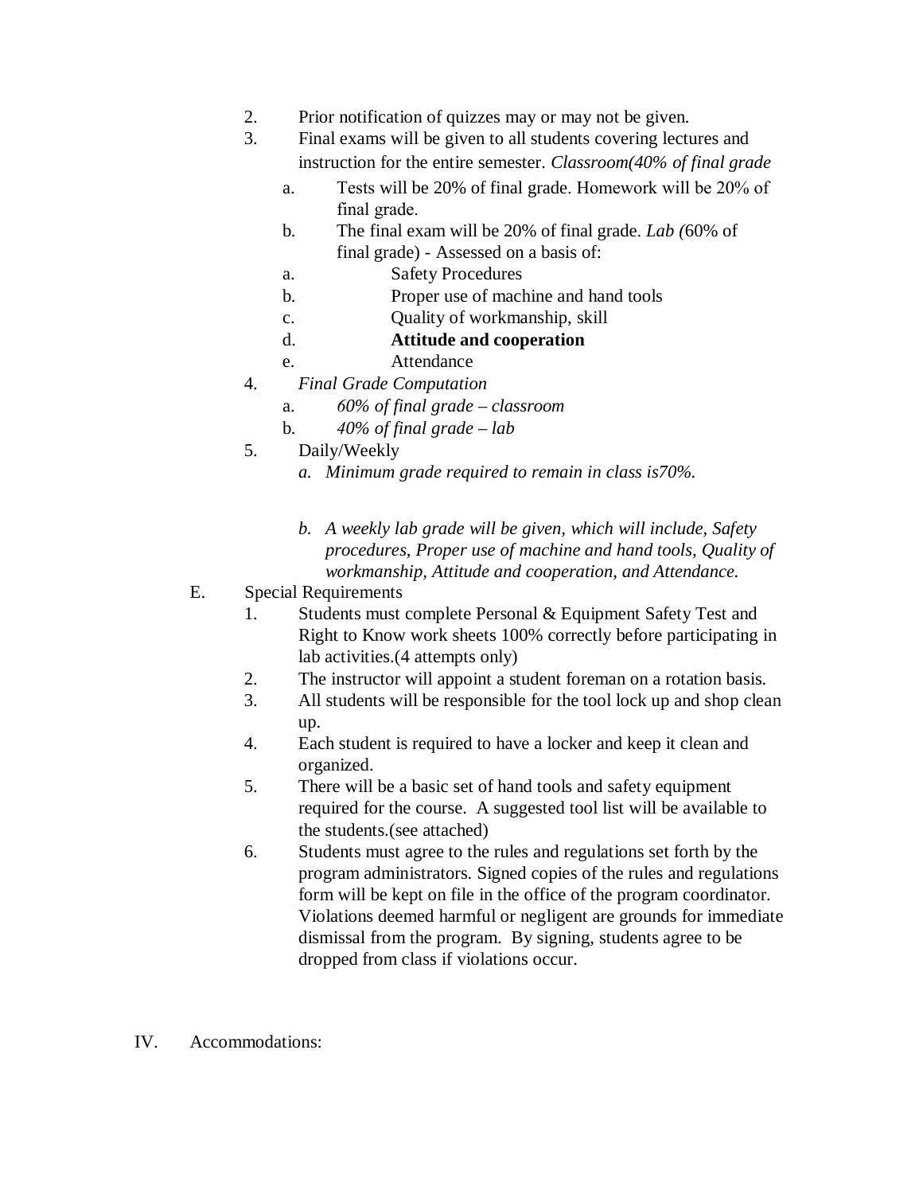2. Prior notification of quizzes may or may not be given.
3. Final exams will be given to all students covering lectures and instruction for the entire semester. *Classroom(40% of final grade*
   a. Tests will be 20% of final grade. Homework will be 20% of final grade.
   b. The final exam will be 20% of final grade. *Lab (*60% of final grade) - Assessed on a basis of:
   a. Safety Procedures
   b. Proper use of machine and hand tools
   c. Quality of workmanship, skill
   d. **Attitude and cooperation**
   e. Attendance
4. *Final Grade Computation*
   a. *60% of final grade – classroom*
   b. *40% of final grade – lab*
5. Daily/Weekly
   a. *Minimum grade required to remain in class is70%.*

   b. *A weekly lab grade will be given, which will include, Safety procedures, Proper use of machine and hand tools, Quality of workmanship, Attitude and cooperation, and Attendance.*

E. Special Requirements

1. Students must complete Personal & Equipment Safety Test and Right to Know work sheets 100% correctly before participating in lab activities.(4 attempts only)
2. The instructor will appoint a student foreman on a rotation basis.
3. All students will be responsible for the tool lock up and shop clean up.
4. Each student is required to have a locker and keep it clean and organized.
5. There will be a basic set of hand tools and safety equipment required for the course. A suggested tool list will be available to the students.(see attached)
6. Students must agree to the rules and regulations set forth by the program administrators. Signed copies of the rules and regulations form will be kept on file in the office of the program coordinator. Violations deemed harmful or negligent are grounds for immediate dismissal from the program. By signing, students agree to be dropped from class if violations occur.

IV. Accommodations: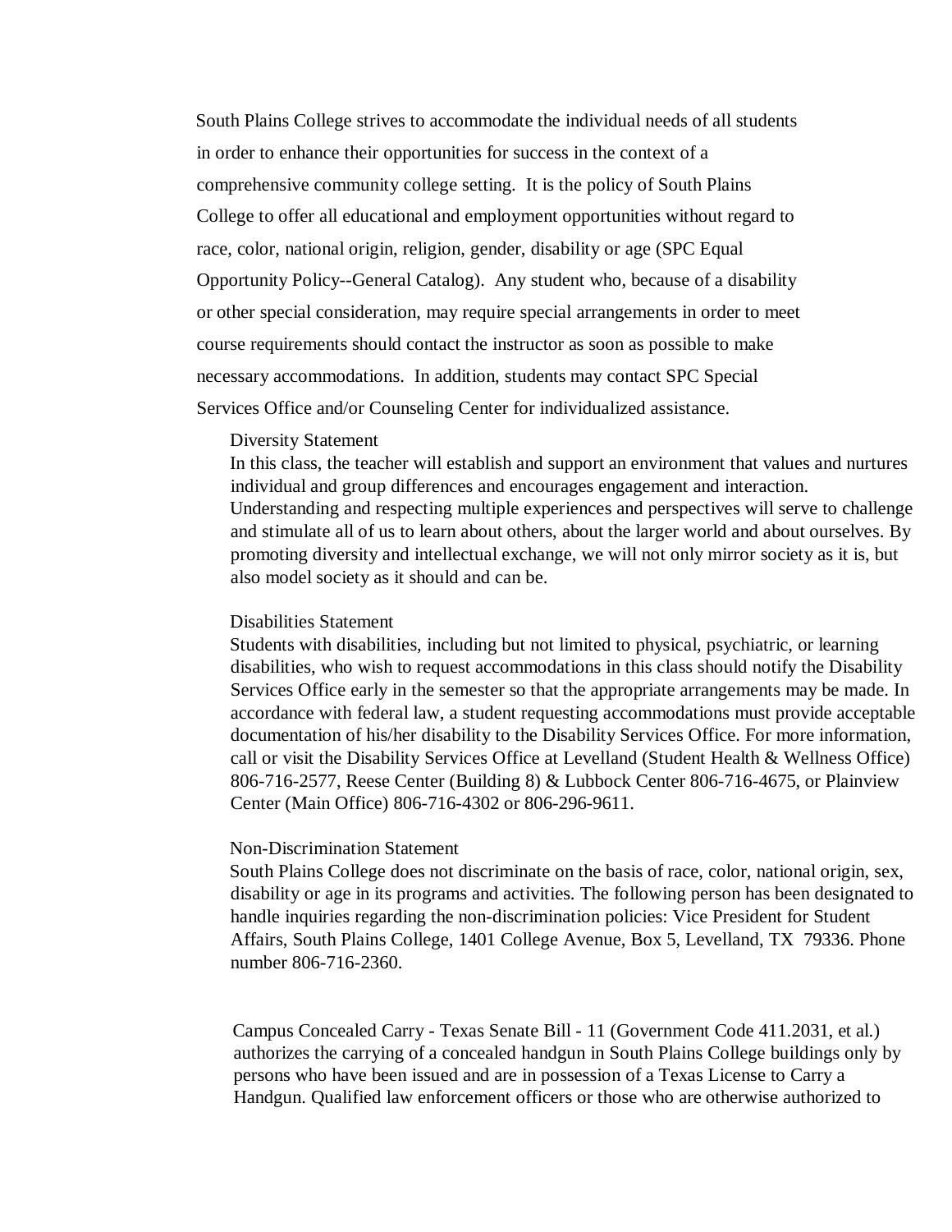South Plains College strives to accommodate the individual needs of all students in order to enhance their opportunities for success in the context of a comprehensive community college setting. It is the policy of South Plains College to offer all educational and employment opportunities without regard to race, color, national origin, religion, gender, disability or age (SPC Equal Opportunity Policy--General Catalog). Any student who, because of a disability or other special consideration, may require special arrangements in order to meet course requirements should contact the instructor as soon as possible to make necessary accommodations. In addition, students may contact SPC Special Services Office and/or Counseling Center for individualized assistance.

Diversity Statement

In this class, the teacher will establish and support an environment that values and nurtures individual and group differences and encourages engagement and interaction. Understanding and respecting multiple experiences and perspectives will serve to challenge and stimulate all of us to learn about others, about the larger world and about ourselves. By promoting diversity and intellectual exchange, we will not only mirror society as it is, but also model society as it should and can be.

Disabilities Statement

Students with disabilities, including but not limited to physical, psychiatric, or learning disabilities, who wish to request accommodations in this class should notify the Disability Services Office early in the semester so that the appropriate arrangements may be made. In accordance with federal law, a student requesting accommodations must provide acceptable documentation of his/her disability to the Disability Services Office. For more information, call or visit the Disability Services Office at Levelland (Student Health & Wellness Office) 806-716-2577, Reese Center (Building 8) & Lubbock Center 806-716-4675, or Plainview Center (Main Office) 806-716-4302 or 806-296-9611.

Non-Discrimination Statement

South Plains College does not discriminate on the basis of race, color, national origin, sex, disability or age in its programs and activities. The following person has been designated to handle inquiries regarding the non-discrimination policies: Vice President for Student Affairs, South Plains College, 1401 College Avenue, Box 5, Levelland, TX 79336. Phone number 806-716-2360.

Campus Concealed Carry - Texas Senate Bill - 11 (Government Code 411.2031, et al.) authorizes the carrying of a concealed handgun in South Plains College buildings only by persons who have been issued and are in possession of a Texas License to Carry a Handgun. Qualified law enforcement officers or those who are otherwise authorized to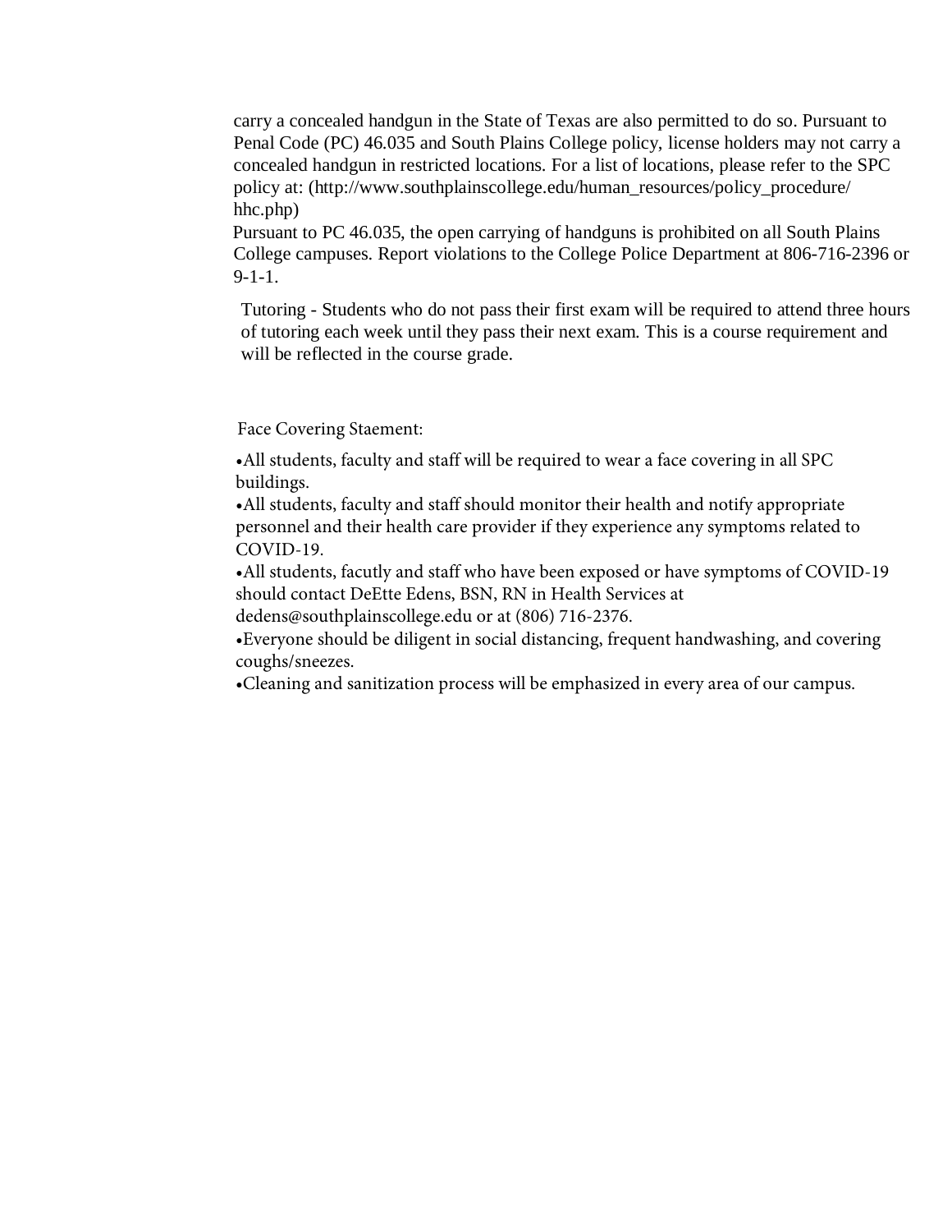carry a concealed handgun in the State of Texas are also permitted to do so. Pursuant to Penal Code (PC) 46.035 and South Plains College policy, license holders may not carry a concealed handgun in restricted locations. For a list of locations, please refer to the SPC policy at: (http://www.southplainscollege.edu/human_resources/policy_procedure/hhc.php)

Pursuant to PC 46.035, the open carrying of handguns is prohibited on all South Plains College campuses. Report violations to the College Police Department at 806-716-2396 or 9-1-1.

Tutoring - Students who do not pass their first exam will be required to attend three hours of tutoring each week until they pass their next exam. This is a course requirement and will be reflected in the course grade.

Face Covering Staement:

- All students, faculty and staff will be required to wear a face covering in all SPC buildings.
- All students, faculty and staff should monitor their health and notify appropriate personnel and their health care provider if they experience any symptoms related to COVID-19.
- All students, facutly and staff who have been exposed or have symptoms of COVID-19 should contact DeEtte Edens, BSN, RN in Health Services at dedens@southplainscollege.edu or at (806) 716-2376.
- Everyone should be diligent in social distancing, frequent handwashing, and covering coughs/sneezes.
- Cleaning and sanitization process will be emphasized in every area of our campus.